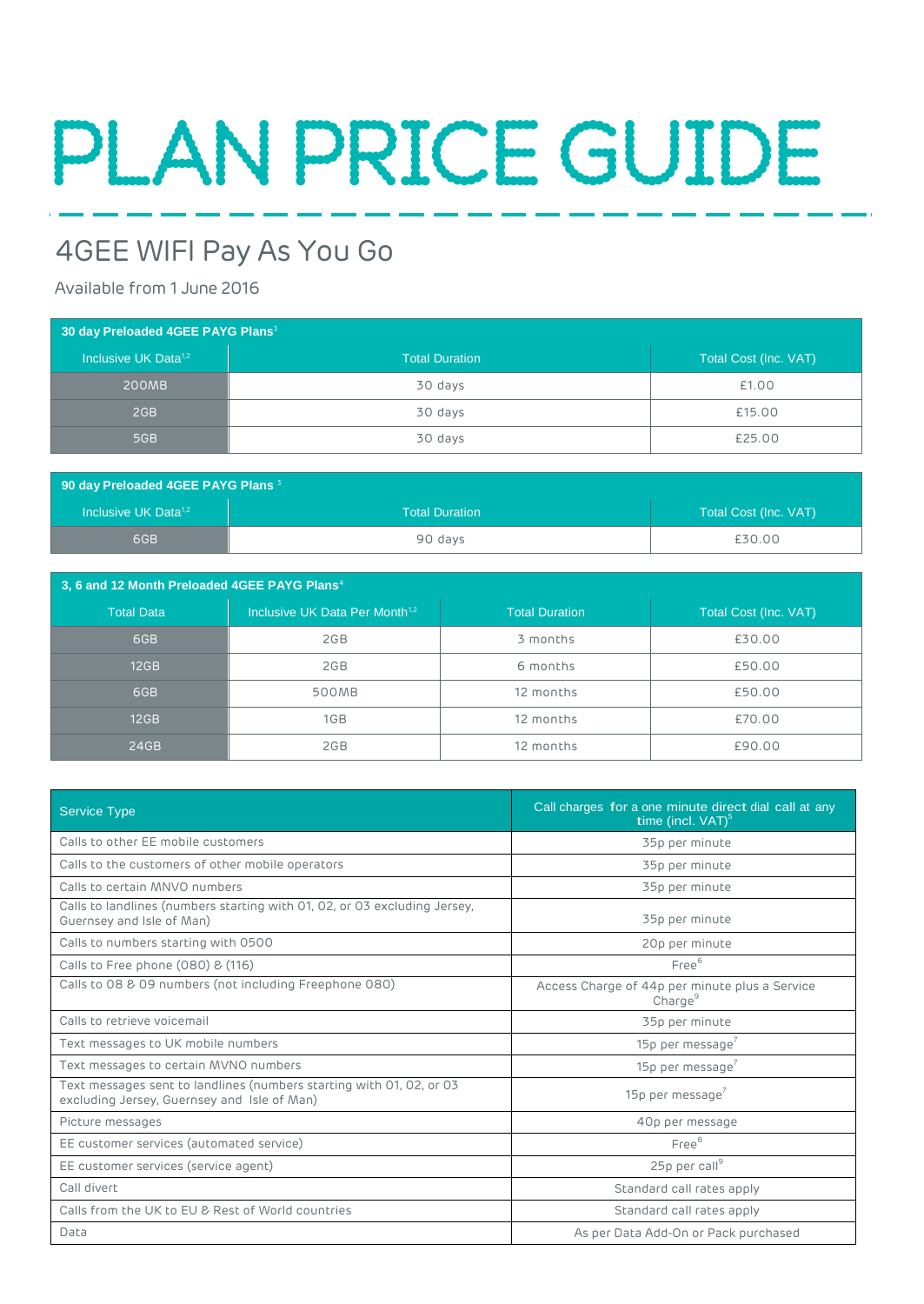# PLAN PRICE GUIDE

## 4GEE WIFI Pay As You Go

Available from 1 June 2016

| 30 day Preloaded 4GEE PAYG Plans[3] | | |
|---|---|---|
| Inclusive UK Data[1,2] | Total Duration | Total Cost (Inc. VAT) |
| 200MB | 30 days | £1.00 |
| 2GB | 30 days | £15.00 |
| 5GB | 30 days | £25.00 |

| 90 day Preloaded 4GEE PAYG Plans[3] | | |
|---|---|---|
| Inclusive UK Data[1,2] | Total Duration | Total Cost (Inc. VAT) |
| 6GB | 90 days | £30.00 |

| 3, 6 and 12 Month Preloaded 4GEE PAYG Plans[4] | | | |
|---|---|---|---|
| Total Data | Inclusive UK Data Per Month[1,2] | Total Duration | Total Cost (Inc. VAT) |
| 6GB | 2GB | 3 months | £30.00 |
| 12GB | 2GB | 6 months | £50.00 |
| 6GB | 500MB | 12 months | £50.00 |
| 12GB | 1GB | 12 months | £70.00 |
| 24GB | 2GB | 12 months | £90.00 |

| Service Type | Call charges for a one minute direct dial call at any time (incl. VAT)[5] |
|---|---|
| Calls to other EE mobile customers | 35p per minute |
| Calls to the customers of other mobile operators | 35p per minute |
| Calls to certain MNVO numbers | 35p per minute |
| Calls to landlines (numbers starting with 01, 02, or 03 excluding Jersey, Guernsey and Isle of Man) | 35p per minute |
| Calls to numbers starting with 0500 | 20p per minute |
| Calls to Free phone (080) & (116) | Free[6] |
| Calls to 08 & 09 numbers (not including Freephone 080) | Access Charge of 44p per minute plus a Service Charge[9] |
| Calls to retrieve voicemail | 35p per minute |
| Text messages to UK mobile numbers | 15p per message[7] |
| Text messages to certain MVNO numbers | 15p per message[7] |
| Text messages sent to landlines (numbers starting with 01, 02, or 03 excluding Jersey, Guernsey and Isle of Man) | 15p per message[7] |
| Picture messages | 40p per message |
| EE customer services (automated service) | Free[8] |
| EE customer services (service agent) | 25p per call[9] |
| Call divert | Standard call rates apply |
| Calls from the UK to EU & Rest of World countries | Standard call rates apply |
| Data | As per Data Add-On or Pack purchased |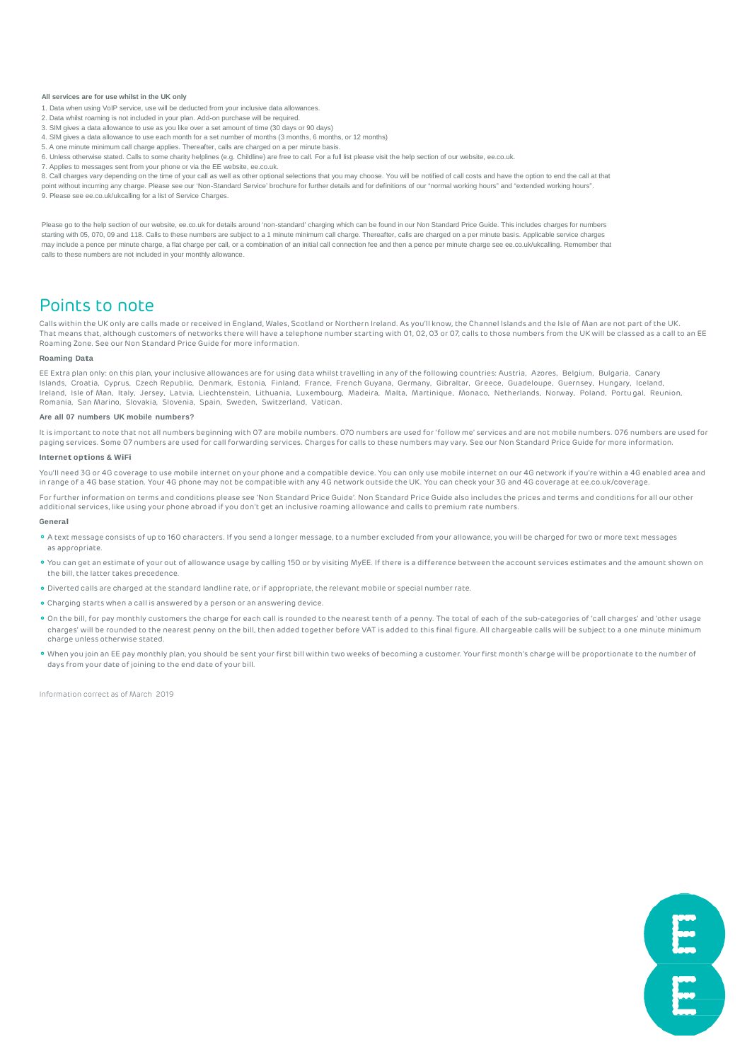**All services are for use whilst in the UK only**

1. Data when using VoIP service, use will be deducted from your inclusive data allowances.
2. Data whilst roaming is not included in your plan. Add-on purchase will be required.
3. SIM gives a data allowance to use as you like over a set amount of time (30 days or 90 days)
4. SIM gives a data allowance to use each month for a set number of months (3 months, 6 months, or 12 months)
5. A one minute minimum call charge applies. Thereafter, calls are charged on a per minute basis.
6. Unless otherwise stated. Calls to some charity helplines (e.g. Childline) are free to call. For a full list please visit the help section of our website, ee.co.uk.
7. Applies to messages sent from your phone or via the EE website, ee.co.uk.
8. Call charges vary depending on the time of your call as well as other optional selections that you may choose. You will be notified of call costs and have the option to end the call at that point without incurring any charge. Please see our 'Non-Standard Service' brochure for further details and for definitions of our "normal working hours" and "extended working hours".
9. Please see ee.co.uk/ukcalling for a list of Service Charges.

Please go to the help section of our website, ee.co.uk for details around 'non-standard' charging which can be found in our Non Standard Price Guide. This includes charges for numbers starting with 05, 070, 09 and 118. Calls to these numbers are subject to a 1 minute minimum call charge. Thereafter, calls are charged on a per minute basis. Applicable service charges may include a pence per minute charge, a flat charge per call, or a combination of an initial call connection fee and then a pence per minute charge see ee.co.uk/ukcalling. Remember that calls to these numbers are not included in your monthly allowance.

# Points to note

Calls within the UK only are calls made or received in England, Wales, Scotland or Northern Ireland. As you'll know, the Channel Islands and the Isle of Man are not part of the UK. That means that, although customers of networks there will have a telephone number starting with 01, 02, 03 or 07, calls to those numbers from the UK will be classed as a call to an EE Roaming Zone. See our Non Standard Price Guide for more information.

### Roaming Data

EE Extra plan only: on this plan, your inclusive allowances are for using data whilst travelling in any of the following countries: Austria, Azores, Belgium, Bulgaria, Canary Islands, Croatia, Cyprus, Czech Republic, Denmark, Estonia, Finland, France, French Guyana, Germany, Gibraltar, Greece, Guadeloupe, Guernsey, Hungary, Iceland, Ireland, Isle of Man, Italy, Jersey, Latvia, Liechtenstein, Lithuania, Luxembourg, Madeira, Malta, Martinique, Monaco, Netherlands, Norway, Poland, Portugal, Reunion, Romania, San Marino, Slovakia, Slovenia, Spain, Sweden, Switzerland, Vatican.

### Are all 07 numbers UK mobile numbers?

It is important to note that not all numbers beginning with 07 are mobile numbers. 070 numbers are used for 'follow me' services and are not mobile numbers. 076 numbers are used for paging services. Some 07 numbers are used for call forwarding services. Charges for calls to these numbers may vary. See our Non Standard Price Guide for more information.

### Internet options & WiFi

You'll need 3G or 4G coverage to use mobile internet on your phone and a compatible device. You can only use mobile internet on our 4G network if you're within a 4G enabled area and in range of a 4G base station. Your 4G phone may not be compatible with any 4G network outside the UK. You can check your 3G and 4G coverage at ee.co.uk/coverage.

For further information on terms and conditions please see 'Non Standard Price Guide'. Non Standard Price Guide also includes the prices and terms and conditions for all our other additional services, like using your phone abroad if you don't get an inclusive roaming allowance and calls to premium rate numbers.

### General

- A text message consists of up to 160 characters. If you send a longer message, to a number excluded from your allowance, you will be charged for two or more text messages as appropriate.
- You can get an estimate of your out of allowance usage by calling 150 or by visiting MyEE. If there is a difference between the account services estimates and the amount shown on the bill, the latter takes precedence.
- Diverted calls are charged at the standard landline rate, or if appropriate, the relevant mobile or special number rate.
- Charging starts when a call is answered by a person or an answering device.
- On the bill, for pay monthly customers the charge for each call is rounded to the nearest tenth of a penny. The total of each of the sub-categories of 'call charges' and 'other usage charges' will be rounded to the nearest penny on the bill, then added together before VAT is added to this final figure. All chargeable calls will be subject to a one minute minimum charge unless otherwise stated.
- When you join an EE pay monthly plan, you should be sent your first bill within two weeks of becoming a customer. Your first month's charge will be proportionate to the number of days from your date of joining to the end date of your bill.

Information correct as of March 2019